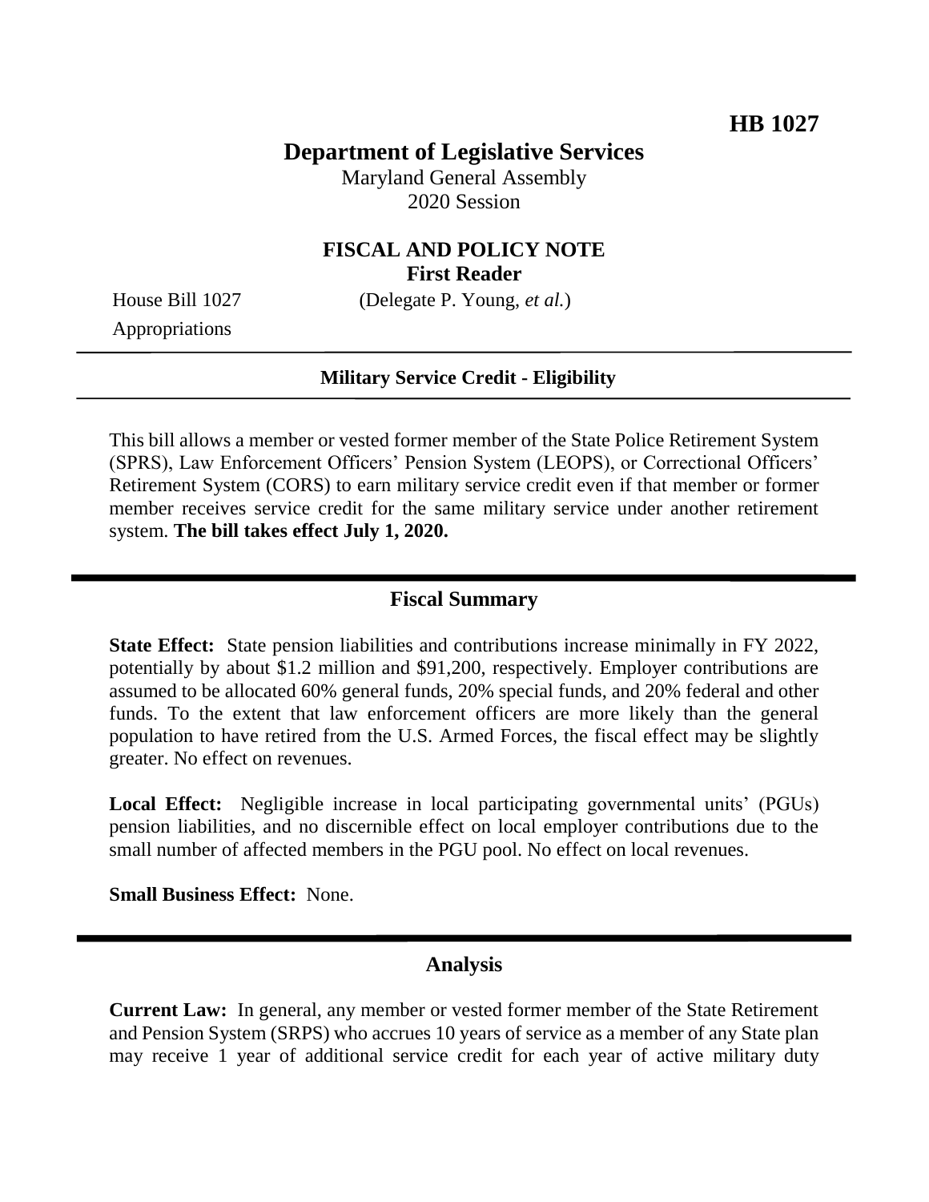**HB 1027**

# Department of Legislative Services

Maryland General Assembly
2020 Session

## FISCAL AND POLICY NOTE
**First Reader**

House Bill 1027 (Delegate P. Young, *et al.*)
Appropriations

---

**Military Service Credit - Eligibility**

---

This bill allows a member or vested former member of the State Police Retirement System (SPRS), Law Enforcement Officers' Pension System (LEOPS), or Correctional Officers' Retirement System (CORS) to earn military service credit even if that member or former member receives service credit for the same military service under another retirement system. **The bill takes effect July 1, 2020.**

---

## Fiscal Summary

**State Effect:** State pension liabilities and contributions increase minimally in FY 2022, potentially by about $1.2 million and $91,200, respectively. Employer contributions are assumed to be allocated 60% general funds, 20% special funds, and 20% federal and other funds. To the extent that law enforcement officers are more likely than the general population to have retired from the U.S. Armed Forces, the fiscal effect may be slightly greater. No effect on revenues.

**Local Effect:** Negligible increase in local participating governmental units' (PGUs) pension liabilities, and no discernible effect on local employer contributions due to the small number of affected members in the PGU pool. No effect on local revenues.

**Small Business Effect:** None.

---

## Analysis

**Current Law:** In general, any member or vested former member of the State Retirement and Pension System (SRPS) who accrues 10 years of service as a member of any State plan may receive 1 year of additional service credit for each year of active military duty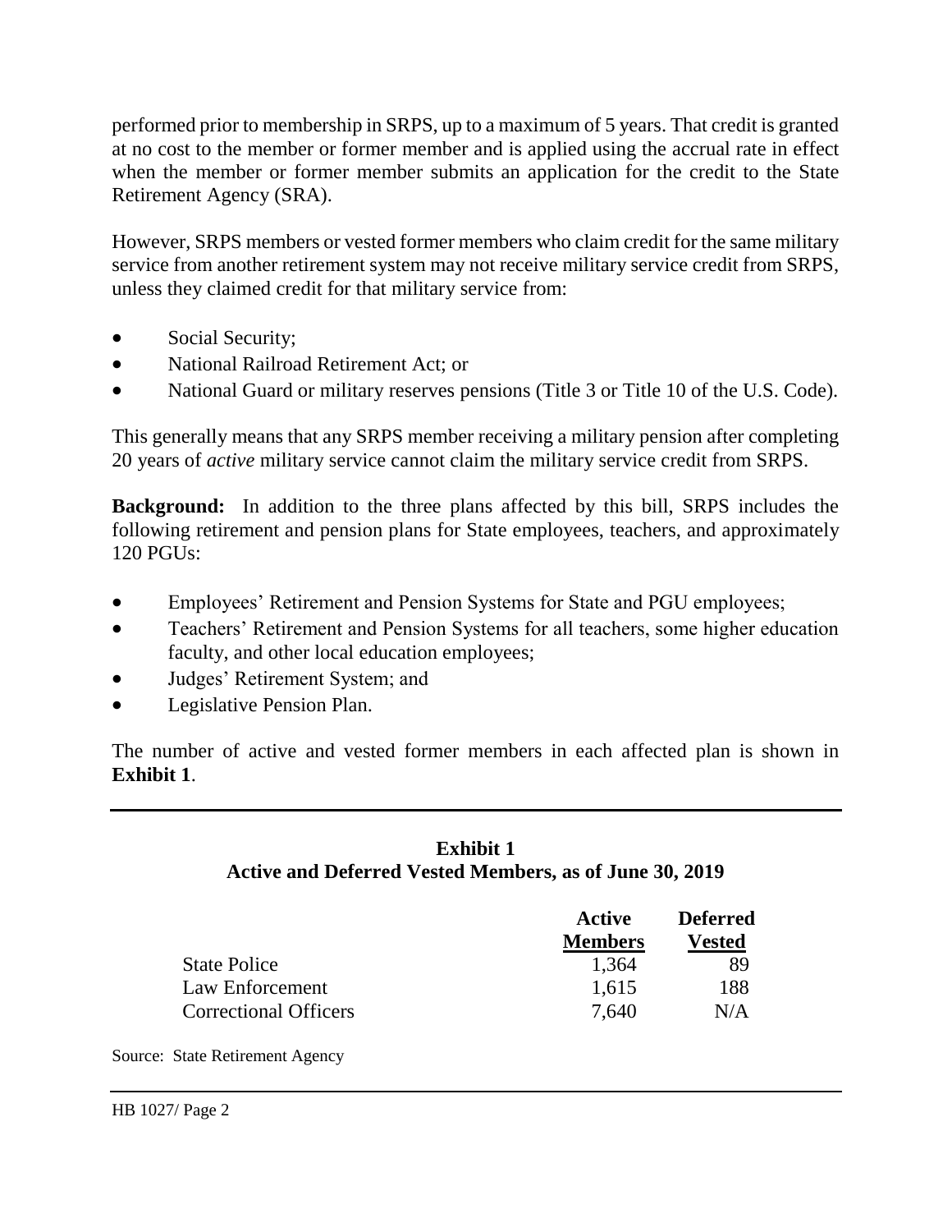performed prior to membership in SRPS, up to a maximum of 5 years. That credit is granted at no cost to the member or former member and is applied using the accrual rate in effect when the member or former member submits an application for the credit to the State Retirement Agency (SRA).

However, SRPS members or vested former members who claim credit for the same military service from another retirement system may not receive military service credit from SRPS, unless they claimed credit for that military service from:

- Social Security;
- National Railroad Retirement Act; or
- National Guard or military reserves pensions (Title 3 or Title 10 of the U.S. Code).

This generally means that any SRPS member receiving a military pension after completing 20 years of *active* military service cannot claim the military service credit from SRPS.

**Background:** In addition to the three plans affected by this bill, SRPS includes the following retirement and pension plans for State employees, teachers, and approximately 120 PGUs:

- Employees' Retirement and Pension Systems for State and PGU employees;
- Teachers' Retirement and Pension Systems for all teachers, some higher education faculty, and other local education employees;
- Judges' Retirement System; and
- Legislative Pension Plan.

The number of active and vested former members in each affected plan is shown in **Exhibit 1**.

**Exhibit 1**
**Active and Deferred Vested Members, as of June 30, 2019**

| | Active Members | Deferred Vested |
|---|---|---|
| State Police | 1,364 | 89 |
| Law Enforcement | 1,615 | 188 |
| Correctional Officers | 7,640 | N/A |

Source: State Retirement Agency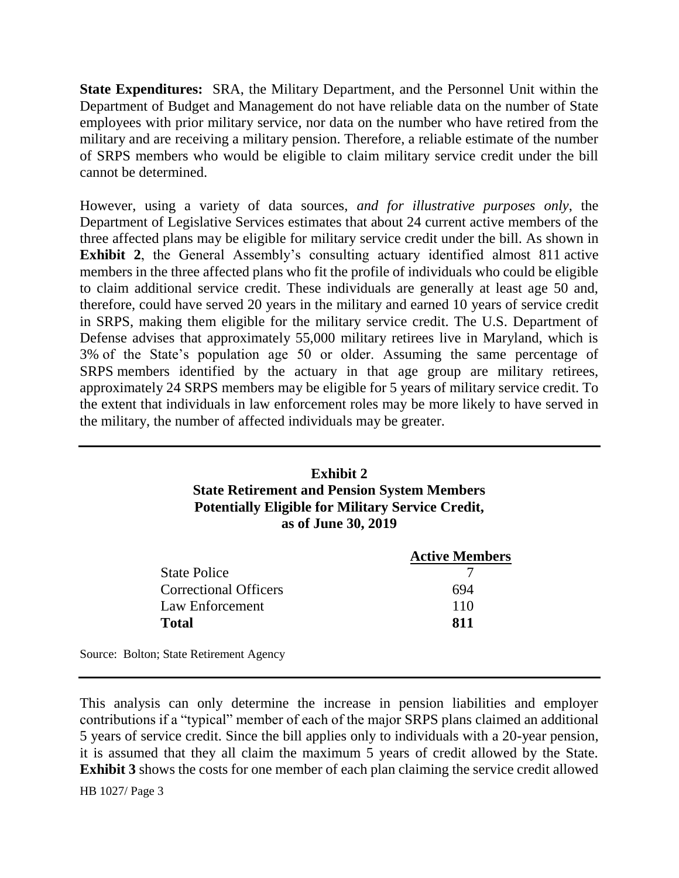**State Expenditures:** SRA, the Military Department, and the Personnel Unit within the Department of Budget and Management do not have reliable data on the number of State employees with prior military service, nor data on the number who have retired from the military and are receiving a military pension. Therefore, a reliable estimate of the number of SRPS members who would be eligible to claim military service credit under the bill cannot be determined.

However, using a variety of data sources, *and for illustrative purposes only*, the Department of Legislative Services estimates that about 24 current active members of the three affected plans may be eligible for military service credit under the bill. As shown in **Exhibit 2**, the General Assembly's consulting actuary identified almost 811 active members in the three affected plans who fit the profile of individuals who could be eligible to claim additional service credit. These individuals are generally at least age 50 and, therefore, could have served 20 years in the military and earned 10 years of service credit in SRPS, making them eligible for the military service credit. The U.S. Department of Defense advises that approximately 55,000 military retirees live in Maryland, which is 3% of the State's population age 50 or older. Assuming the same percentage of SRPS members identified by the actuary in that age group are military retirees, approximately 24 SRPS members may be eligible for 5 years of military service credit. To the extent that individuals in law enforcement roles may be more likely to have served in the military, the number of affected individuals may be greater.

**Exhibit 2**
**State Retirement and Pension System Members Potentially Eligible for Military Service Credit, as of June 30, 2019**

| | Active Members |
|---|---|
| State Police | 7 |
| Correctional Officers | 694 |
| Law Enforcement | 110 |
| **Total** | **811** |

Source: Bolton; State Retirement Agency

This analysis can only determine the increase in pension liabilities and employer contributions if a "typical" member of each of the major SRPS plans claimed an additional 5 years of service credit. Since the bill applies only to individuals with a 20-year pension, it is assumed that they all claim the maximum 5 years of credit allowed by the State. **Exhibit 3** shows the costs for one member of each plan claiming the service credit allowed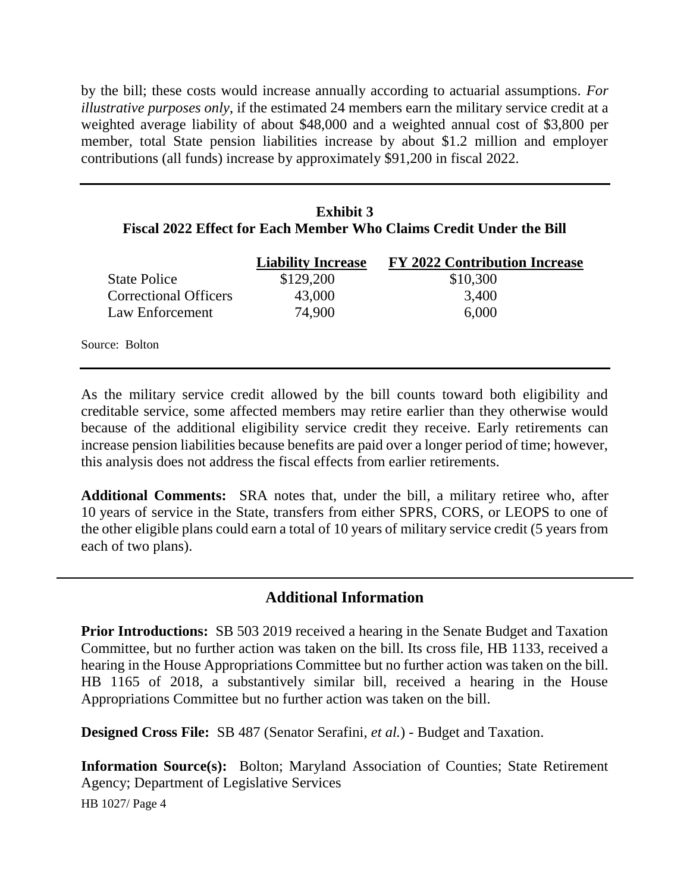by the bill; these costs would increase annually according to actuarial assumptions. *For illustrative purposes only*, if the estimated 24 members earn the military service credit at a weighted average liability of about $48,000 and a weighted annual cost of $3,800 per member, total State pension liabilities increase by about $1.2 million and employer contributions (all funds) increase by approximately $91,200 in fiscal 2022.

**Exhibit 3**
**Fiscal 2022 Effect for Each Member Who Claims Credit Under the Bill**

| | Liability Increase | FY 2022 Contribution Increase |
|---|---|---|
| State Police | $129,200 | $10,300 |
| Correctional Officers | 43,000 | 3,400 |
| Law Enforcement | 74,900 | 6,000 |

Source: Bolton

As the military service credit allowed by the bill counts toward both eligibility and creditable service, some affected members may retire earlier than they otherwise would because of the additional eligibility service credit they receive. Early retirements can increase pension liabilities because benefits are paid over a longer period of time; however, this analysis does not address the fiscal effects from earlier retirements.

**Additional Comments:** SRA notes that, under the bill, a military retiree who, after 10 years of service in the State, transfers from either SPRS, CORS, or LEOPS to one of the other eligible plans could earn a total of 10 years of military service credit (5 years from each of two plans).

## Additional Information

**Prior Introductions:** SB 503 2019 received a hearing in the Senate Budget and Taxation Committee, but no further action was taken on the bill. Its cross file, HB 1133, received a hearing in the House Appropriations Committee but no further action was taken on the bill. HB 1165 of 2018, a substantively similar bill, received a hearing in the House Appropriations Committee but no further action was taken on the bill.

**Designed Cross File:** SB 487 (Senator Serafini, *et al.*) - Budget and Taxation.

**Information Source(s):** Bolton; Maryland Association of Counties; State Retirement Agency; Department of Legislative Services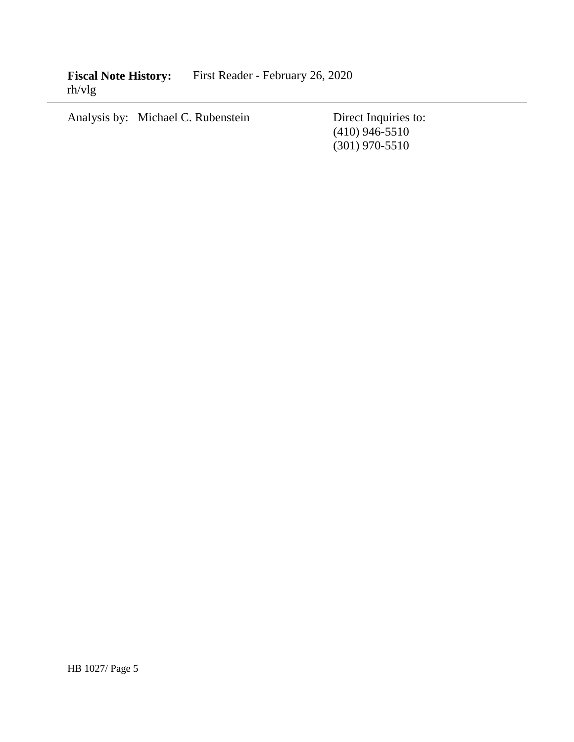**Fiscal Note History:** First Reader - February 26, 2020
rh/vlg

---

Analysis by: Michael C. Rubenstein

Direct Inquiries to:
(410) 946-5510
(301) 970-5510